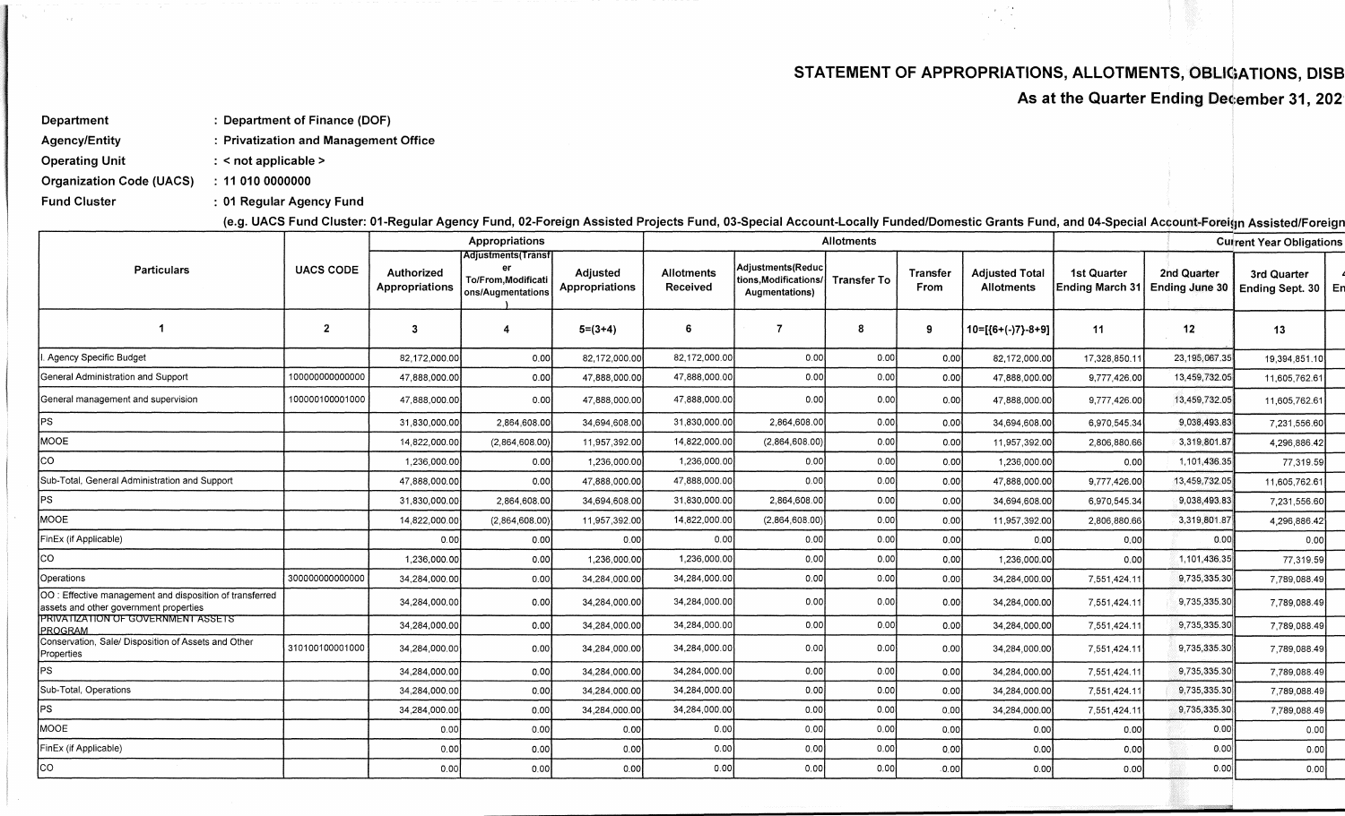# STATEMENT OF APPROPRIATIONS, ALLOTMENTS, OBLIGATIONS, DISB

## As at the Quarter Ending December 31, 202

**Department** : Department of Finance (DOF)

**Agency/Entity** : Privatization and Management Office

**Operating Unit** : < not applicable >

**Organization Code (UACS)** : 11 010 0000000

**Fund Cluster** : 01 Regular Agency Fund

(e.g. UACS Fund Cluster: 01-Regular Agency Fund, 02-Foreign Assisted Projects Fund, 03-Special Account-Locally Funded/Domestic Grants Fund, and 04-Special Account-Foreign Assisted/Foreign

| Particulars | UACS CODE | Appropriations | | | Allotments | | | | | Current Year Obligations | | |
|---|---|---|---|---|---|---|---|---|---|---|---|---|
| | | Authorized Appropriations | Adjustments(Transfer To/From,Modifications/Augmentations) | Adjusted Appropriations | Allotments Received | Adjustments(Reductions,Modifications/ Augmentations) | Transfer To | Transfer From | Adjusted Total Allotments | 1st Quarter Ending March 31 | 2nd Quarter Ending June 30 | 3rd Quarter Ending Sept. 30 |
| 1 | 2 | 3 | 4 | 5=(3+4) | 6 | 7 | 8 | 9 | 10=[{6+(-)7}-8+9] | 11 | 12 | 13 |
| I. Agency Specific Budget | | 82,172,000.00 | 0.00 | 82,172,000.00 | 82,172,000.00 | 0.00 | 0.00 | 0.00 | 82,172,000.00 | 17,328,850.11 | 23,195,067.35 | 19,394,851.10 |
| General Administration and Support | 100000000000000 | 47,888,000.00 | 0.00 | 47,888,000.00 | 47,888,000.00 | 0.00 | 0.00 | 0.00 | 47,888,000.00 | 9,777,426.00 | 13,459,732.05 | 11,605,762.61 |
| General management and supervision | 100000100001000 | 47,888,000.00 | 0.00 | 47,888,000.00 | 47,888,000.00 | 0.00 | 0.00 | 0.00 | 47,888,000.00 | 9,777,426.00 | 13,459,732.05 | 11,605,762.61 |
| PS | | 31,830,000.00 | 2,864,608.00 | 34,694,608.00 | 31,830,000.00 | 2,864,608.00 | 0.00 | 0.00 | 34,694,608.00 | 6,970,545.34 | 9,038,493.83 | 7,231,556.60 |
| MOOE | | 14,822,000.00 | (2,864,608.00) | 11,957,392.00 | 14,822,000.00 | (2,864,608.00) | 0.00 | 0.00 | 11,957,392.00 | 2,806,880.66 | 3,319,801.87 | 4,296,886.42 |
| CO | | 1,236,000.00 | 0.00 | 1,236,000.00 | 1,236,000.00 | 0.00 | 0.00 | 0.00 | 1,236,000.00 | 0.00 | 1,101,436.35 | 77,319.59 |
| Sub-Total, General Administration and Support | | 47,888,000.00 | 0.00 | 47,888,000.00 | 47,888,000.00 | 0.00 | 0.00 | 0.00 | 47,888,000.00 | 9,777,426.00 | 13,459,732.05 | 11,605,762.61 |
| PS | | 31,830,000.00 | 2,864,608.00 | 34,694,608.00 | 31,830,000.00 | 2,864,608.00 | 0.00 | 0.00 | 34,694,608.00 | 6,970,545.34 | 9,038,493.83 | 7,231,556.60 |
| MOOE | | 14,822,000.00 | (2,864,608.00) | 11,957,392.00 | 14,822,000.00 | (2,864,608.00) | 0.00 | 0.00 | 11,957,392.00 | 2,806,880.66 | 3,319,801.87 | 4,296,886.42 |
| FinEx (if Applicable) | | 0.00 | 0.00 | 0.00 | 0.00 | 0.00 | 0.00 | 0.00 | 0.00 | 0.00 | 0.00 | 0.00 |
| CO | | 1,236,000.00 | 0.00 | 1,236,000.00 | 1,236,000.00 | 0.00 | 0.00 | 0.00 | 1,236,000.00 | 0.00 | 1,101,436.35 | 77,319.59 |
| Operations | 300000000000000 | 34,284,000.00 | 0.00 | 34,284,000.00 | 34,284,000.00 | 0.00 | 0.00 | 0.00 | 34,284,000.00 | 7,551,424.11 | 9,735,335.30 | 7,789,088.49 |
| OO : Effective management and disposition of transferred assets and other government properties | | 34,284,000.00 | 0.00 | 34,284,000.00 | 34,284,000.00 | 0.00 | 0.00 | 0.00 | 34,284,000.00 | 7,551,424.11 | 9,735,335.30 | 7,789,088.49 |
| PRIVATIZATION OF GOVERNMENT ASSETS PROGRAM | | 34,284,000.00 | 0.00 | 34,284,000.00 | 34,284,000.00 | 0.00 | 0.00 | 0.00 | 34,284,000.00 | 7,551,424.11 | 9,735,335.30 | 7,789,088.49 |
| Conservation, Sale/ Disposition of Assets and Other Properties | 310100100001000 | 34,284,000.00 | 0.00 | 34,284,000.00 | 34,284,000.00 | 0.00 | 0.00 | 0.00 | 34,284,000.00 | 7,551,424.11 | 9,735,335.30 | 7,789,088.49 |
| PS | | 34,284,000.00 | 0.00 | 34,284,000.00 | 34,284,000.00 | 0.00 | 0.00 | 0.00 | 34,284,000.00 | 7,551,424.11 | 9,735,335.30 | 7,789,088.49 |
| Sub-Total, Operations | | 34,284,000.00 | 0.00 | 34,284,000.00 | 34,284,000.00 | 0.00 | 0.00 | 0.00 | 34,284,000.00 | 7,551,424.11 | 9,735,335.30 | 7,789,088.49 |
| PS | | 34,284,000.00 | 0.00 | 34,284,000.00 | 34,284,000.00 | 0.00 | 0.00 | 0.00 | 34,284,000.00 | 7,551,424.11 | 9,735,335.30 | 7,789,088.49 |
| MOOE | | 0.00 | 0.00 | 0.00 | 0.00 | 0.00 | 0.00 | 0.00 | 0.00 | 0.00 | 0.00 | 0.00 |
| FinEx (if Applicable) | | 0.00 | 0.00 | 0.00 | 0.00 | 0.00 | 0.00 | 0.00 | 0.00 | 0.00 | 0.00 | 0.00 |
| CO | | 0.00 | 0.00 | 0.00 | 0.00 | 0.00 | 0.00 | 0.00 | 0.00 | 0.00 | 0.00 | 0.00 |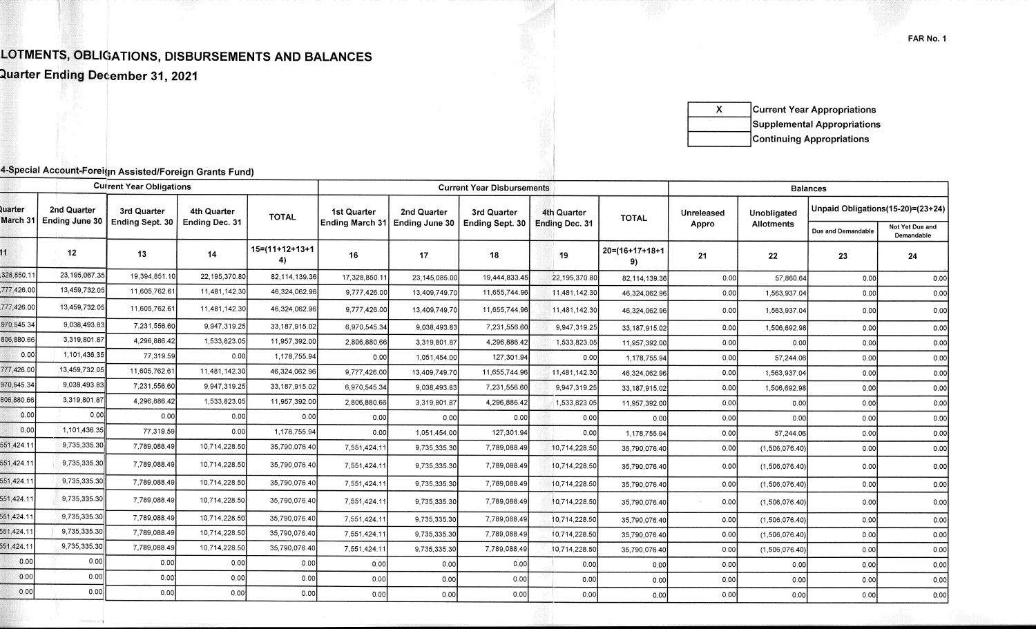FAR No. 1

# LOTMENTS, OBLIGATIONS, DISBURSEMENTS AND BALANCES

## Quarter Ending December 31, 2021

| | |
|---|---|
| X | Current Year Appropriations |
| | Supplemental Appropriations |
| | Continuing Appropriations |

4-Special Account-Foreign Assisted/Foreign Grants Fund)

| Current Year Obligations | | | | | Current Year Disbursements | | | | | Balances | | | |
|---|---|---|---|---|---|---|---|---|---|---|---|---|---|
| uarter March 31 | 2nd Quarter Ending June 30 | 3rd Quarter Ending Sept. 30 | 4th Quarter Ending Dec. 31 | TOTAL | 1st Quarter Ending March 31 | 2nd Quarter Ending June 30 | 3rd Quarter Ending Sept. 30 | 4th Quarter Ending Dec. 31 | TOTAL | Unreleased Appro | Unobligated Allotments | Unpaid Obligations(15-20)=(23+24) | |
| | | | | | | | | | | | | Due and Demandable | Not Yet Due and Demandable |
| 11 | 12 | 13 | 14 | 15=(11+12+13+14) | 16 | 17 | 18 | 19 | 20=(16+17+18+19) | 21 | 22 | 23 | 24 |
| ,328,850.11 | 23,195,067.35 | 19,394,851.10 | 22,195,370.80 | 82,114,139.36 | 17,328,850.11 | 23,145,085.00 | 19,444,833.45 | 22,195,370.80 | 82,114,139.36 | 0.00 | 57,860.64 | 0.00 | 0.00 |
| ,777,426.00 | 13,459,732.05 | 11,605,762.61 | 11,481,142.30 | 46,324,062.96 | 9,777,426.00 | 13,409,749.70 | 11,655,744.96 | 11,481,142.30 | 46,324,062.96 | 0.00 | 1,563,937.04 | 0.00 | 0.00 |
| ,777,426.00 | 13,459,732.05 | 11,605,762.61 | 11,481,142.30 | 46,324,062.96 | 9,777,426.00 | 13,409,749.70 | 11,655,744.96 | 11,481,142.30 | 46,324,062.96 | 0.00 | 1,563,937.04 | 0.00 | 0.00 |
| 970,545.34 | 9,038,493.83 | 7,231,556.60 | 9,947,319.25 | 33,187,915.02 | 6,970,545.34 | 9,038,493.83 | 7,231,556.60 | 9,947,319.25 | 33,187,915.02 | 0.00 | 1,506,692.98 | 0.00 | 0.00 |
| 806,880.66 | 3,319,801.87 | 4,296,886.42 | 1,533,823.05 | 11,957,392.00 | 2,806,880.66 | 3,319,801.87 | 4,296,886.42 | 1,533,823.05 | 11,957,392.00 | 0.00 | 0.00 | 0.00 | 0.00 |
| 0.00 | 1,101,436.35 | 77,319.59 | 0.00 | 1,178,755.94 | 0.00 | 1,051,454.00 | 127,301.94 | 0.00 | 1,178,755.94 | 0.00 | 57,244.06 | 0.00 | 0.00 |
| 777,426.00 | 13,459,732.05 | 11,605,762.61 | 11,481,142.30 | 46,324,062.96 | 9,777,426.00 | 13,409,749.70 | 11,655,744.96 | 11,481,142.30 | 46,324,062.96 | 0.00 | 1,563,937.04 | 0.00 | 0.00 |
| 970,545.34 | 9,038,493.83 | 7,231,556.60 | 9,947,319.25 | 33,187,915.02 | 6,970,545.34 | 9,038,493.83 | 7,231,556.60 | 9,947,319.25 | 33,187,915.02 | 0.00 | 1,506,692.98 | 0.00 | 0.00 |
| 806,880.66 | 3,319,801.87 | 4,296,886.42 | 1,533,823.05 | 11,957,392.00 | 2,806,880.66 | 3,319,801.87 | 4,296,886.42 | 1,533,823.05 | 11,957,392.00 | 0.00 | 0.00 | 0.00 | 0.00 |
| 0.00 | 0.00 | 0.00 | 0.00 | 0.00 | 0.00 | 0.00 | 0.00 | 0.00 | 0.00 | 0.00 | 0.00 | 0.00 | 0.00 |
| 0.00 | 1,101,436.35 | 77,319.59 | 0.00 | 1,178,755.94 | 0.00 | 1,051,454.00 | 127,301.94 | 0.00 | 1,178,755.94 | 0.00 | 57,244.06 | 0.00 | 0.00 |
| 551,424.11 | 9,735,335.30 | 7,789,088.49 | 10,714,228.50 | 35,790,076.40 | 7,551,424.11 | 9,735,335.30 | 7,789,088.49 | 10,714,228.50 | 35,790,076.40 | 0.00 | (1,506,076.40) | 0.00 | 0.00 |
| 551,424.11 | 9,735,335.30 | 7,789,088.49 | 10,714,228.50 | 35,790,076.40 | 7,551,424.11 | 9,735,335.30 | 7,789,088.49 | 10,714,228.50 | 35,790,076.40 | 0.00 | (1,506,076.40) | 0.00 | 0.00 |
| 551,424.11 | 9,735,335.30 | 7,789,088.49 | 10,714,228.50 | 35,790,076.40 | 7,551,424.11 | 9,735,335.30 | 7,789,088.49 | 10,714,228.50 | 35,790,076.40 | 0.00 | (1,506,076.40) | 0.00 | 0.00 |
| 551,424.11 | 9,735,335.30 | 7,789,088.49 | 10,714,228.50 | 35,790,076.40 | 7,551,424.11 | 9,735,335.30 | 7,789,088.49 | 10,714,228.50 | 35,790,076.40 | 0.00 | (1,506,076.40) | 0.00 | 0.00 |
| 551,424.11 | 9,735,335.30 | 7,789,088.49 | 10,714,228.50 | 35,790,076.40 | 7,551,424.11 | 9,735,335.30 | 7,789,088.49 | 10,714,228.50 | 35,790,076.40 | 0.00 | (1,506,076.40) | 0.00 | 0.00 |
| 551,424.11 | 9,735,335.30 | 7,789,088.49 | 10,714,228.50 | 35,790,076.40 | 7,551,424.11 | 9,735,335.30 | 7,789,088.49 | 10,714,228.50 | 35,790,076.40 | 0.00 | (1,506,076.40) | 0.00 | 0.00 |
| 551,424.11 | 9,735,335.30 | 7,789,088.49 | 10,714,228.50 | 35,790,076.40 | 7,551,424.11 | 9,735,335.30 | 7,789,088.49 | 10,714,228.50 | 35,790,076.40 | 0.00 | (1,506,076.40) | 0.00 | 0.00 |
| 0.00 | 0.00 | 0.00 | 0.00 | 0.00 | 0.00 | 0.00 | 0.00 | 0.00 | 0.00 | 0.00 | 0.00 | 0.00 | 0.00 |
| 0.00 | 0.00 | 0.00 | 0.00 | 0.00 | 0.00 | 0.00 | 0.00 | 0.00 | 0.00 | 0.00 | 0.00 | 0.00 | 0.00 |
| 0.00 | 0.00 | 0.00 | 0.00 | 0.00 | 0.00 | 0.00 | 0.00 | 0.00 | 0.00 | 0.00 | 0.00 | 0.00 | 0.00 |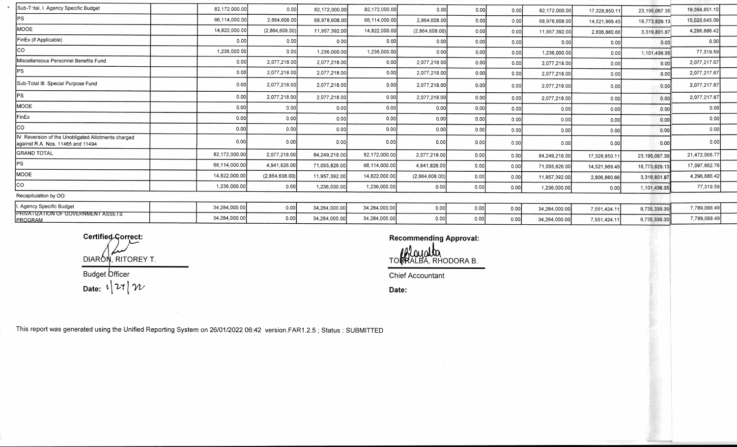| Sub-Total, I. Agency Specific Budget | | 82,172,000.00 | 0.00 | 82,172,000.00 | 82,172,000.00 | 0.00 | 0.00 | 0.00 | 82,172,000.00 | 17,328,850.11 | 23,195,067.35 | 19,394,851.10 |
|---|---|---|---|---|---|---|---|---|---|---|---|---|
| PS | | 66,114,000.00 | 2,864,608.00 | 68,978,608.00 | 66,114,000.00 | 2,864,608.00 | 0.00 | 0.00 | 68,978,608.00 | 14,521,969.45 | 18,773,829.13 | 15,020,645.09 |
| MOOE | | 14,822,000.00 | (2,864,608.00) | 11,957,392.00 | 14,822,000.00 | (2,864,608.00) | 0.00 | 0.00 | 11,957,392.00 | 2,806,880.66 | 3,319,801.87 | 4,296,886.42 |
| FinEx (if Applicable) | | 0.00 | 0.00 | 0.00 | 0.00 | 0.00 | 0.00 | 0.00 | 0.00 | 0.00 | 0.00 | 0.00 |
| CO | | 1,236,000.00 | 0.00 | 1,236,000.00 | 1,236,000.00 | 0.00 | 0.00 | 0.00 | 1,236,000.00 | 0.00 | 1,101,436.35 | 77,319.59 |
| Miscellaneous Personnel Benefits Fund | | 0.00 | 2,077,218.00 | 2,077,218.00 | 0.00 | 2,077,218.00 | 0.00 | 0.00 | 2,077,218.00 | 0.00 | 0.00 | 2,077,217.67 |
| PS | | 0.00 | 2,077,218.00 | 2,077,218.00 | 0.00 | 2,077,218.00 | 0.00 | 0.00 | 2,077,218.00 | 0.00 | 0.00 | 2,077,217.67 |
| Sub-Total III. Special Purpose Fund | | 0.00 | 2,077,218.00 | 2,077,218.00 | 0.00 | 2,077,218.00 | 0.00 | 0.00 | 2,077,218.00 | 0.00 | 0.00 | 2,077,217.67 |
| PS | | 0.00 | 2,077,218.00 | 2,077,218.00 | 0.00 | 2,077,218.00 | 0.00 | 0.00 | 2,077,218.00 | 0.00 | 0.00 | 2,077,217.67 |
| MOOE | | 0.00 | 0.00 | 0.00 | 0.00 | 0.00 | 0.00 | 0.00 | 0.00 | 0.00 | 0.00 | 0.00 |
| FinEx | | 0.00 | 0.00 | 0.00 | 0.00 | 0.00 | 0.00 | 0.00 | 0.00 | 0.00 | 0.00 | 0.00 |
| CO | | 0.00 | 0.00 | 0.00 | 0.00 | 0.00 | 0.00 | 0.00 | 0.00 | 0.00 | 0.00 | 0.00 |
| IV. Reversion of the Unobligated Allotments charged against R.A. Nos. 11465 and 11494 | | 0.00 | 0.00 | 0.00 | 0.00 | 0.00 | 0.00 | 0.00 | 0.00 | 0.00 | 0.00 | 0.00 |
| GRAND TOTAL | | 82,172,000.00 | 2,077,218.00 | 84,249,218.00 | 82,172,000.00 | 2,077,218.00 | 0.00 | 0.00 | 84,249,218.00 | 17,328,850.11 | 23,195,067.35 | 21,472,068.77 |
| PS | | 66,114,000.00 | 4,941,826.00 | 71,055,826.00 | 66,114,000.00 | 4,941,826.00 | 0.00 | 0.00 | 71,055,826.00 | 14,521,969.45 | 18,773,829.13 | 17,097,862.76 |
| MOOE | | 14,822,000.00 | (2,864,608.00) | 11,957,392.00 | 14,822,000.00 | (2,864,608.00) | 0.00 | 0.00 | 11,957,392.00 | 2,806,880.66 | 3,319,801.87 | 4,296,886.42 |
| CO | | 1,236,000.00 | 0.00 | 1,236,000.00 | 1,236,000.00 | 0.00 | 0.00 | 0.00 | 1,236,000.00 | 0.00 | 1,101,436.35 | 77,319.59 |
| Recapitulation by OO: | | | | | | | | | | | | |
| I. Agency Specific Budget | | 34,284,000.00 | 0.00 | 34,284,000.00 | 34,284,000.00 | 0.00 | 0.00 | 0.00 | 34,284,000.00 | 7,551,424.11 | 9,735,335.30 | 7,789,088.49 |
| PRIVATIZATION OF GOVERNMENT ASSETS PROGRAM | | 34,284,000.00 | 0.00 | 34,284,000.00 | 34,284,000.00 | 0.00 | 0.00 | 0.00 | 34,284,000.00 | 7,551,424.11 | 9,735,335.30 | 7,789,088.49 |

**Certified Correct:**

DIARON, RITOREY T.

Budget Officer

**Date:** 1/27/22

**Recommending Approval:**

TORRALBA, RHODORA B.

Chief Accountant

**Date:**

This report was generated using the Unified Reporting System on 26/01/2022 06:42 version.FAR1.2.5 ; Status : SUBMITTED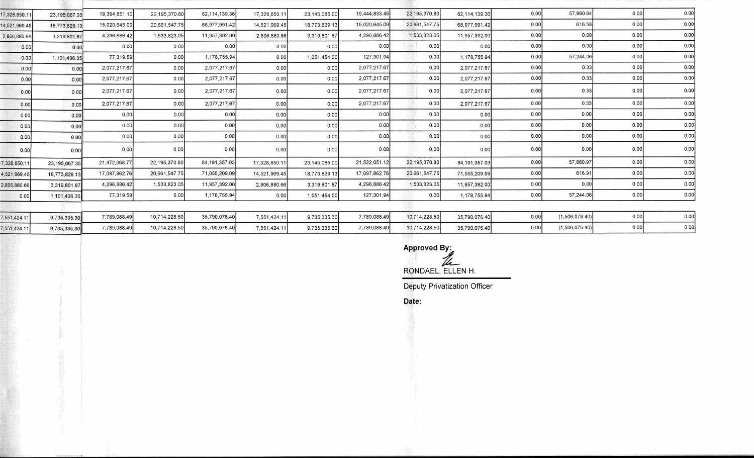| | | | | | | | | | | | | | |
|---|---|---|---|---|---|---|---|---|---|---|---|---|---|
| 17,328,850.11 | 23,195,067.35 | 19,394,851.10 | 22,195,370.80 | 82,114,139.36 | 17,328,850.11 | 23,145,085.00 | 19,444,833.45 | 22,195,370.80 | 82,114,139.36 | 0.00 | 57,860.64 | 0.00 | 0.00 |
| 14,521,969.45 | 18,773,829.13 | 15,020,645.09 | 20,661,547.75 | 68,977,991.42 | 14,521,969.45 | 18,773,829.13 | 15,020,645.09 | 20,661,547.75 | 68,977,991.42 | 0.00 | 616.58 | 0.00 | 0.00 |
| 2,806,880.66 | 3,319,801.87 | 4,296,886.42 | 1,533,823.05 | 11,957,392.00 | 2,806,880.66 | 3,319,801.87 | 4,296,886.42 | 1,533,823.05 | 11,957,392.00 | 0.00 | 0.00 | 0.00 | 0.00 |
| 0.00 | 0.00 | 0.00 | 0.00 | 0.00 | 0.00 | 0.00 | 0.00 | 0.00 | 0.00 | 0.00 | 0.00 | 0.00 | 0.00 |
| 0.00 | 1,101,436.35 | 77,319.59 | 0.00 | 1,178,755.94 | 0.00 | 1,051,454.00 | 127,301.94 | 0.00 | 1,178,755.94 | 0.00 | 57,244.06 | 0.00 | 0.00 |
| 0.00 | 0.00 | 2,077,217.67 | 0.00 | 2,077,217.67 | 0.00 | 0.00 | 2,077,217.67 | 0.00 | 2,077,217.67 | 0.00 | 0.33 | 0.00 | 0.00 |
| 0.00 | 0.00 | 2,077,217.67 | 0.00 | 2,077,217.67 | 0.00 | 0.00 | 2,077,217.67 | 0.00 | 2,077,217.67 | 0.00 | 0.33 | 0.00 | 0.00 |
| 0.00 | 0.00 | 2,077,217.67 | 0.00 | 2,077,217.67 | 0.00 | 0.00 | 2,077,217.67 | 0.00 | 2,077,217.67 | 0.00 | 0.33 | 0.00 | 0.00 |
| 0.00 | 0.00 | 2,077,217.67 | 0.00 | 2,077,217.67 | 0.00 | 0.00 | 2,077,217.67 | 0.00 | 2,077,217.67 | 0.00 | 0.33 | 0.00 | 0.00 |
| 0.00 | 0.00 | 0.00 | 0.00 | 0.00 | 0.00 | 0.00 | 0.00 | 0.00 | 0.00 | 0.00 | 0.00 | 0.00 | 0.00 |
| 0.00 | 0.00 | 0.00 | 0.00 | 0.00 | 0.00 | 0.00 | 0.00 | 0.00 | 0.00 | 0.00 | 0.00 | 0.00 | 0.00 |
| 0.00 | 0.00 | 0.00 | 0.00 | 0.00 | 0.00 | 0.00 | 0.00 | 0.00 | 0.00 | 0.00 | 0.00 | 0.00 | 0.00 |
| 0.00 | 0.00 | 0.00 | 0.00 | 0.00 | 0.00 | 0.00 | 0.00 | 0.00 | 0.00 | 0.00 | 0.00 | 0.00 | 0.00 |
| 7,328,850.11 | 23,195,067.35 | 21,472,068.77 | 22,195,370.80 | 84,191,357.03 | 17,328,850.11 | 23,145,085.00 | 21,522,051.12 | 22,195,370.80 | 84,191,357.03 | 0.00 | 57,860.97 | 0.00 | 0.00 |
| 4,521,969.45 | 18,773,829.13 | 17,097,862.76 | 20,661,547.75 | 71,055,209.09 | 14,521,969.45 | 18,773,829.13 | 17,097,862.76 | 20,661,547.75 | 71,055,209.09 | 0.00 | 616.91 | 0.00 | 0.00 |
| 2,806,880.66 | 3,319,801.87 | 4,296,886.42 | 1,533,823.05 | 11,957,392.00 | 2,806,880.66 | 3,319,801.87 | 4,296,886.42 | 1,533,823.05 | 11,957,392.00 | 0.00 | 0.00 | 0.00 | 0.00 |
| 0.00 | 1,101,436.35 | 77,319.59 | 0.00 | 1,178,755.94 | 0.00 | 1,051,454.00 | 127,301.94 | 0.00 | 1,178,755.94 | 0.00 | 57,244.06 | 0.00 | 0.00 |
| | | | | | | | | | | | | | |
| 7,551,424.11 | 9,735,335.30 | 7,789,088.49 | 10,714,228.50 | 35,790,076.40 | 7,551,424.11 | 9,735,335.30 | 7,789,088.49 | 10,714,228.50 | 35,790,076.40 | 0.00 | (1,506,076.40) | 0.00 | 0.00 |
| 7,551,424.11 | 9,735,335.30 | 7,789,088.49 | 10,714,228.50 | 35,790,076.40 | 7,551,424.11 | 9,735,335.30 | 7,789,088.49 | 10,714,228.50 | 35,790,076.40 | 0.00 | (1,506,076.40) | 0.00 | 0.00 |

**Approved By:**

RONDAEL, ELLEN H.

Deputy Privatization Officer

**Date:**